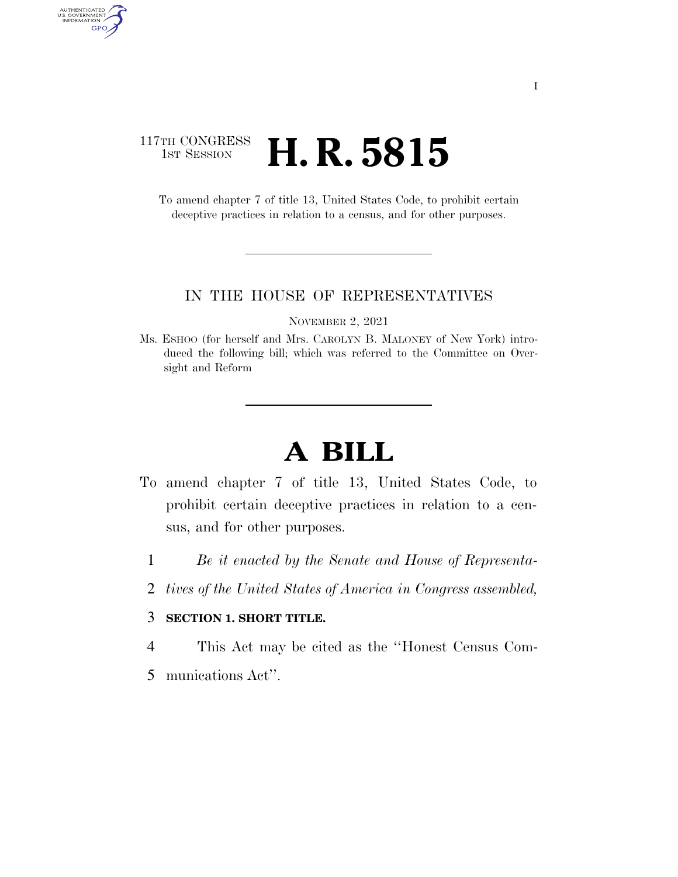117TH CONGRESS
1ST SESSION

# H. R. 5815

To amend chapter 7 of title 13, United States Code, to prohibit certain deceptive practices in relation to a census, and for other purposes.

IN THE HOUSE OF REPRESENTATIVES

NOVEMBER 2, 2021

Ms. ESHOO (for herself and Mrs. CAROLYN B. MALONEY of New York) introduced the following bill; which was referred to the Committee on Oversight and Reform

# A BILL

To amend chapter 7 of title 13, United States Code, to prohibit certain deceptive practices in relation to a census, and for other purposes.

*Be it enacted by the Senate and House of Representatives of the United States of America in Congress assembled,*

**SECTION 1. SHORT TITLE.**

This Act may be cited as the ''Honest Census Communications Act''.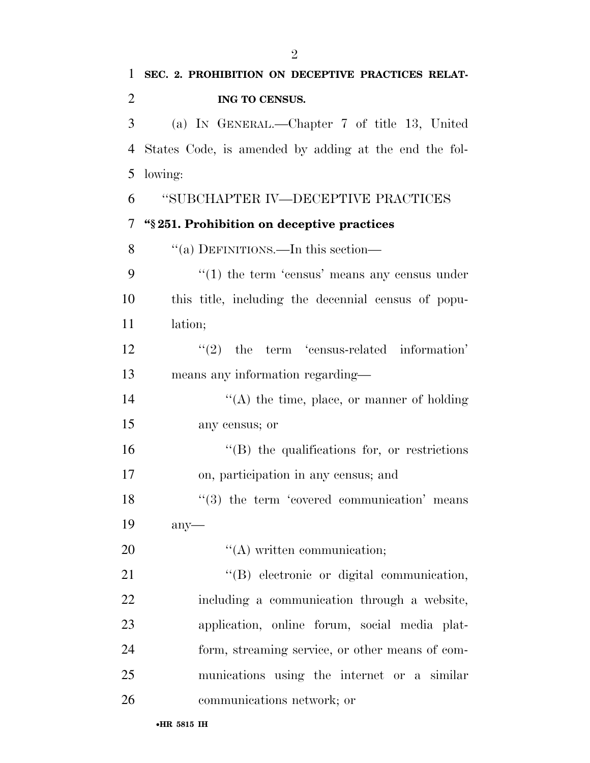**SEC. 2. PROHIBITION ON DECEPTIVE PRACTICES RELATING TO CENSUS.**

(a) IN GENERAL.—Chapter 7 of title 13, United States Code, is amended by adding at the end the following:

"SUBCHAPTER IV—DECEPTIVE PRACTICES

**"§ 251. Prohibition on deceptive practices**

"(a) DEFINITIONS.—In this section—

"(1) the term 'census' means any census under this title, including the decennial census of population;

"(2) the term 'census-related information' means any information regarding—

"(A) the time, place, or manner of holding any census; or

"(B) the qualifications for, or restrictions on, participation in any census; and

"(3) the term 'covered communication' means any—

"(A) written communication;

"(B) electronic or digital communication, including a communication through a website, application, online forum, social media platform, streaming service, or other means of communications using the internet or a similar communications network; or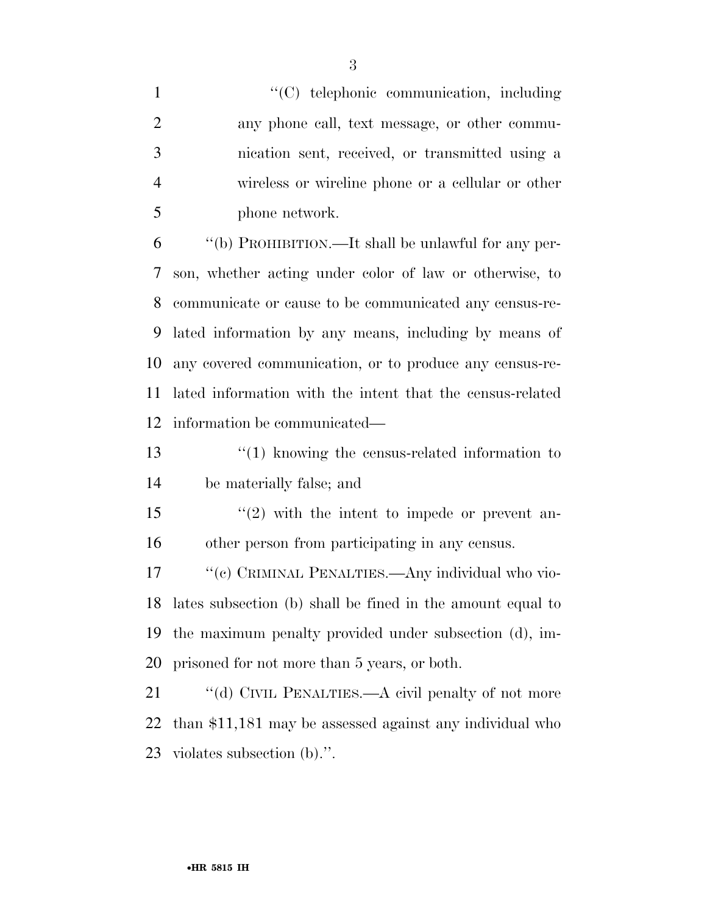''(C) telephonic communication, including any phone call, text message, or other communication sent, received, or transmitted using a wireless or wireline phone or a cellular or other phone network.

''(b) PROHIBITION.—It shall be unlawful for any person, whether acting under color of law or otherwise, to communicate or cause to be communicated any census-related information by any means, including by means of any covered communication, or to produce any census-related information with the intent that the census-related information be communicated—

''(1) knowing the census-related information to be materially false; and

''(2) with the intent to impede or prevent another person from participating in any census.

''(c) CRIMINAL PENALTIES.—Any individual who violates subsection (b) shall be fined in the amount equal to the maximum penalty provided under subsection (d), imprisoned for not more than 5 years, or both.

''(d) CIVIL PENALTIES.—A civil penalty of not more than $11,181 may be assessed against any individual who violates subsection (b).''.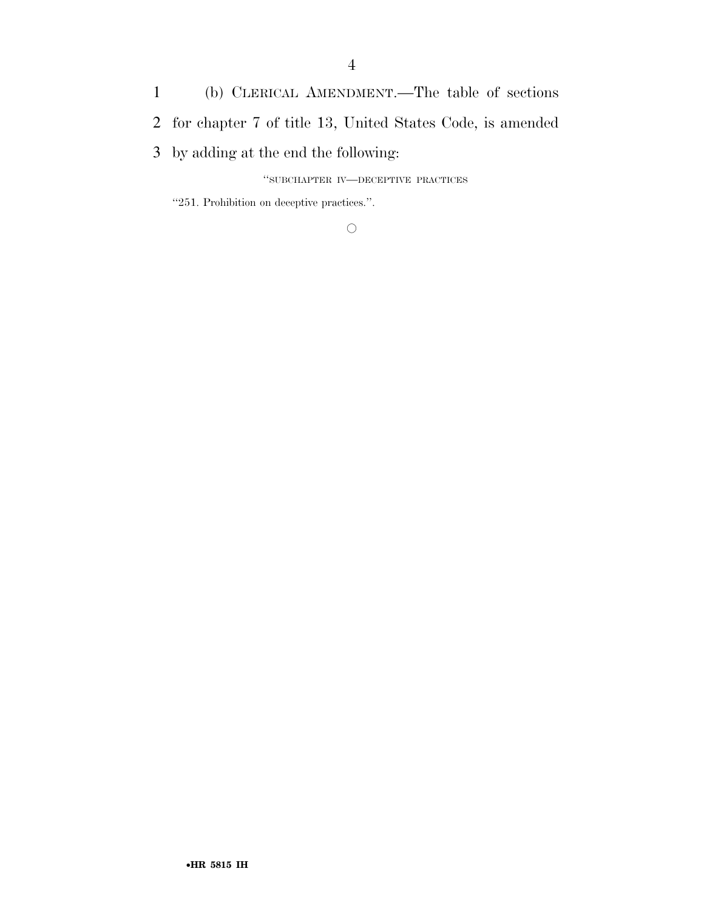(b) CLERICAL AMENDMENT.—The table of sections for chapter 7 of title 13, United States Code, is amended by adding at the end the following:

"SUBCHAPTER IV—DECEPTIVE PRACTICES

"251. Prohibition on deceptive practices.".

○